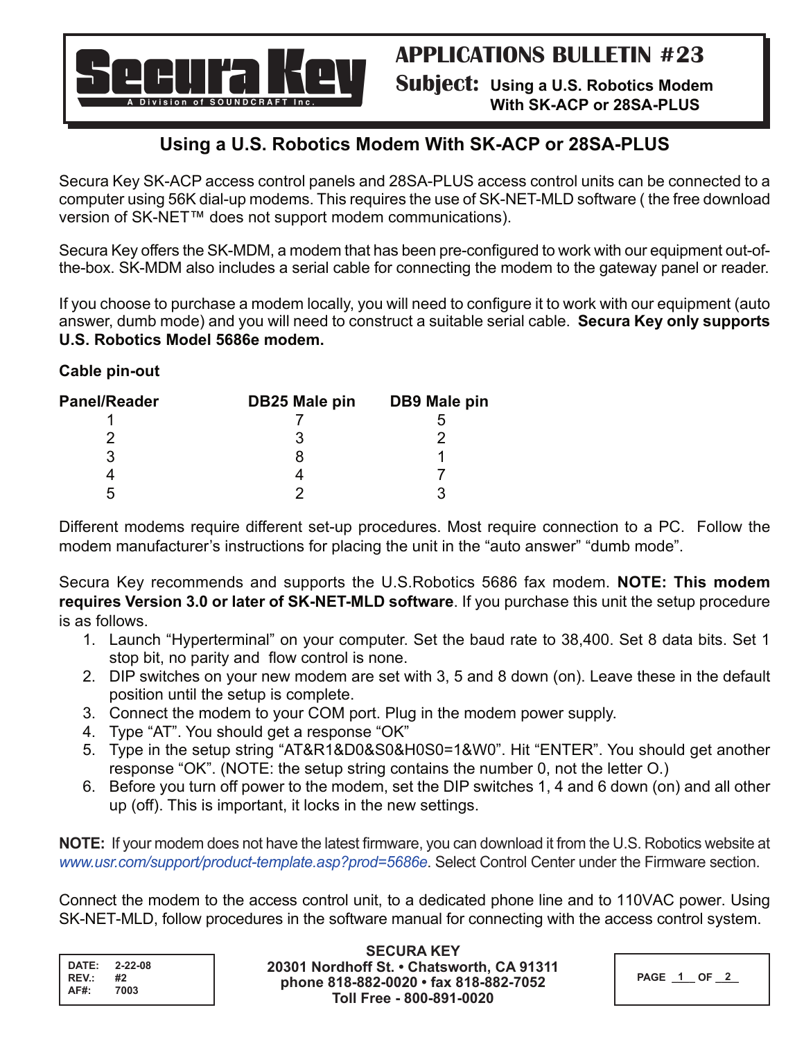Secura Key

A Division of SOUNDCRAFT Inc.

# APPLICATIONS BULLETIN #23

**Subject: Using a U.S. Robotics Modem With SK-ACP or 28SA-PLUS**

## Using a U.S. Robotics Modem With SK-ACP or 28SA-PLUS

Secura Key SK-ACP access control panels and 28SA-PLUS access control units can be connected to a computer using 56K dial-up modems. This requires the use of SK-NET-MLD software ( the free download version of SK-NET™ does not support modem communications).

Secura Key offers the SK-MDM, a modem that has been pre-configured to work with our equipment out-of-the-box. SK-MDM also includes a serial cable for connecting the modem to the gateway panel or reader.

If you choose to purchase a modem locally, you will need to configure it to work with our equipment (auto answer, dumb mode) and you will need to construct a suitable serial cable. **Secura Key only supports U.S. Robotics Model 5686e modem.**

**Cable pin-out**

| Panel/Reader | DB25 Male pin | DB9 Male pin |
|---|---|---|
| 1 | 7 | 5 |
| 2 | 3 | 2 |
| 3 | 8 | 1 |
| 4 | 4 | 7 |
| 5 | 2 | 3 |

Different modems require different set-up procedures. Most require connection to a PC. Follow the modem manufacturer's instructions for placing the unit in the "auto answer" "dumb mode".

Secura Key recommends and supports the U.S.Robotics 5686 fax modem. **NOTE: This modem requires Version 3.0 or later of SK-NET-MLD software**. If you purchase this unit the setup procedure is as follows.

1. Launch "Hyperterminal" on your computer. Set the baud rate to 38,400. Set 8 data bits. Set 1 stop bit, no parity and flow control is none.
2. DIP switches on your new modem are set with 3, 5 and 8 down (on). Leave these in the default position until the setup is complete.
3. Connect the modem to your COM port. Plug in the modem power supply.
4. Type "AT". You should get a response "OK"
5. Type in the setup string "AT&R1&D0&S0&H0S0=1&W0". Hit "ENTER". You should get another response "OK". (NOTE: the setup string contains the number 0, not the letter O.)
6. Before you turn off power to the modem, set the DIP switches 1, 4 and 6 down (on) and all other up (off). This is important, it locks in the new settings.

**NOTE:** If your modem does not have the latest firmware, you can download it from the U.S. Robotics website at *www.usr.com/support/product-template.asp?prod=5686e*. Select Control Center under the Firmware section.

Connect the modem to the access control unit, to a dedicated phone line and to 110VAC power. Using SK-NET-MLD, follow procedures in the software manual for connecting with the access control system.

DATE: 2-22-08
REV.: #2
AF#: 7003

**SECURA KEY**
**20301 Nordhoff St. • Chatsworth, CA 91311**
**phone 818-882-0020 • fax 818-882-7052**
**Toll Free - 800-891-0020**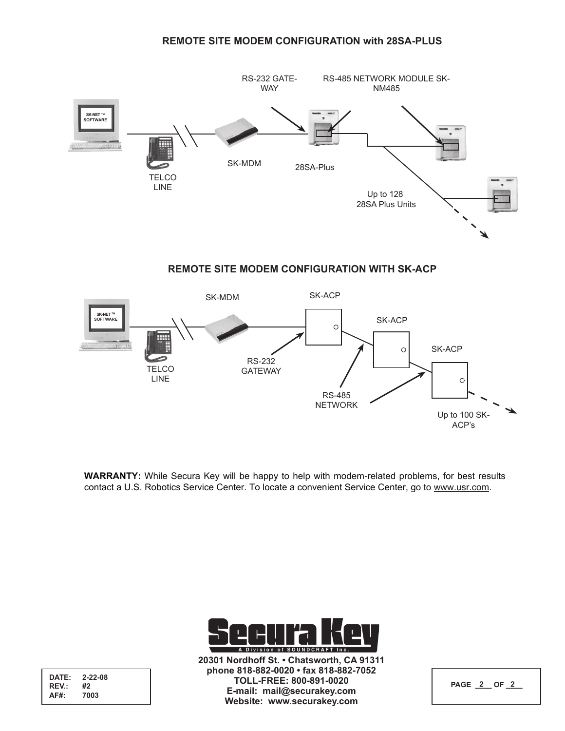## REMOTE SITE MODEM CONFIGURATION with 28SA-PLUS

SK-NET ™ SOFTWARE

TELCO LINE

SK-MDM

RS-232 GATE-WAY

RS-485 NETWORK MODULE SK-NM485

28SA-Plus

Up to 128 28SA Plus Units

## REMOTE SITE MODEM CONFIGURATION WITH SK-ACP

SK-NET ™ SOFTWARE

TELCO LINE

SK-MDM

RS-232 GATEWAY

SK-ACP

SK-ACP

SK-ACP

RS-485 NETWORK

Up to 100 SK-ACP's

**WARRANTY:** While Secura Key will be happy to help with modem-related problems, for best results contact a U.S. Robotics Service Center. To locate a convenient Service Center, go to www.usr.com.

**Secura Key**
A Division of SOUNDCRAFT Inc.

**20301 Nordhoff St. • Chatsworth, CA 91311**
**phone 818-882-0020 • fax 818-882-7052**
**TOLL-FREE: 800-891-0020**
**E-mail: mail@securakey.com**
**Website: www.securakey.com**

**DATE:** 2-22-08
**REV.:** #2
**AF#:** 7003